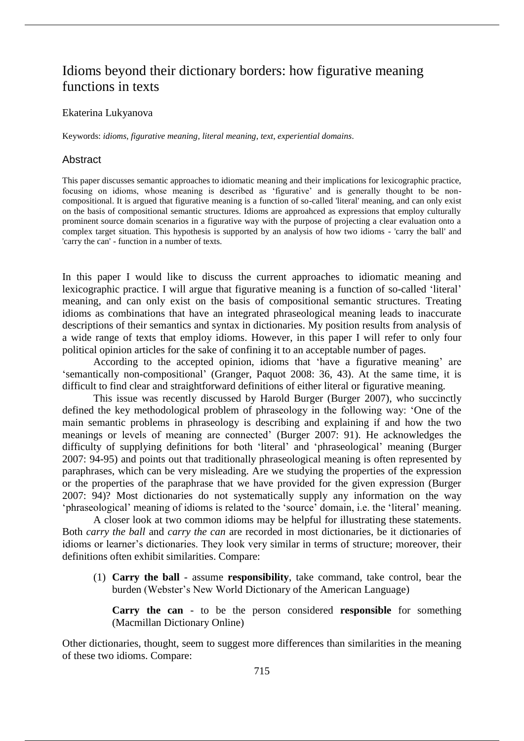# Idioms beyond their dictionary borders: how figurative meaning functions in texts

Ekaterina Lukyanova

Keywords: *idioms*, *figurative meaning*, *literal meaning*, *text*, *experiential domains*.

## Abstract

This paper discusses semantic approaches to idiomatic meaning and their implications for lexicographic practice, focusing on idioms, whose meaning is described as 'figurative' and is generally thought to be non-compositional. It is argued that figurative meaning is a function of so-called 'literal' meaning, and can only exist on the basis of compositional semantic structures. Idioms are approahced as expressions that employ culturally prominent source domain scenarios in a figurative way with the purpose of projecting a clear evaluation onto a complex target situation. This hypothesis is supported by an analysis of how two idioms - 'carry the ball' and 'carry the can' - function in a number of texts.

In this paper I would like to discuss the current approaches to idiomatic meaning and lexicographic practice. I will argue that figurative meaning is a function of so-called 'literal' meaning, and can only exist on the basis of compositional semantic structures. Treating idioms as combinations that have an integrated phraseological meaning leads to inaccurate descriptions of their semantics and syntax in dictionaries. My position results from analysis of a wide range of texts that employ idioms. However, in this paper I will refer to only four political opinion articles for the sake of confining it to an acceptable number of pages.

According to the accepted opinion, idioms that 'have a figurative meaning' are 'semantically non-compositional' (Granger, Paquot 2008: 36, 43). At the same time, it is difficult to find clear and straightforward definitions of either literal or figurative meaning.

This issue was recently discussed by Harold Burger (Burger 2007), who succinctly defined the key methodological problem of phraseology in the following way: 'One of the main semantic problems in phraseology is describing and explaining if and how the two meanings or levels of meaning are connected' (Burger 2007: 91). He acknowledges the difficulty of supplying definitions for both 'literal' and 'phraseological' meaning (Burger 2007: 94-95) and points out that traditionally phraseological meaning is often represented by paraphrases, which can be very misleading. Are we studying the properties of the expression or the properties of the paraphrase that we have provided for the given expression (Burger 2007: 94)? Most dictionaries do not systematically supply any information on the way 'phraseological' meaning of idioms is related to the 'source' domain, i.e. the 'literal' meaning.

A closer look at two common idioms may be helpful for illustrating these statements. Both *carry the ball* and *carry the can* are recorded in most dictionaries, be it dictionaries of idioms or learner's dictionaries. They look very similar in terms of structure; moreover, their definitions often exhibit similarities. Compare:

(1) **Carry the ball** - assume **responsibility**, take command, take control, bear the burden (Webster's New World Dictionary of the American Language)

**Carry the can** - to be the person considered **responsible** for something (Macmillan Dictionary Online)

Other dictionaries, thought, seem to suggest more differences than similarities in the meaning of these two idioms. Compare: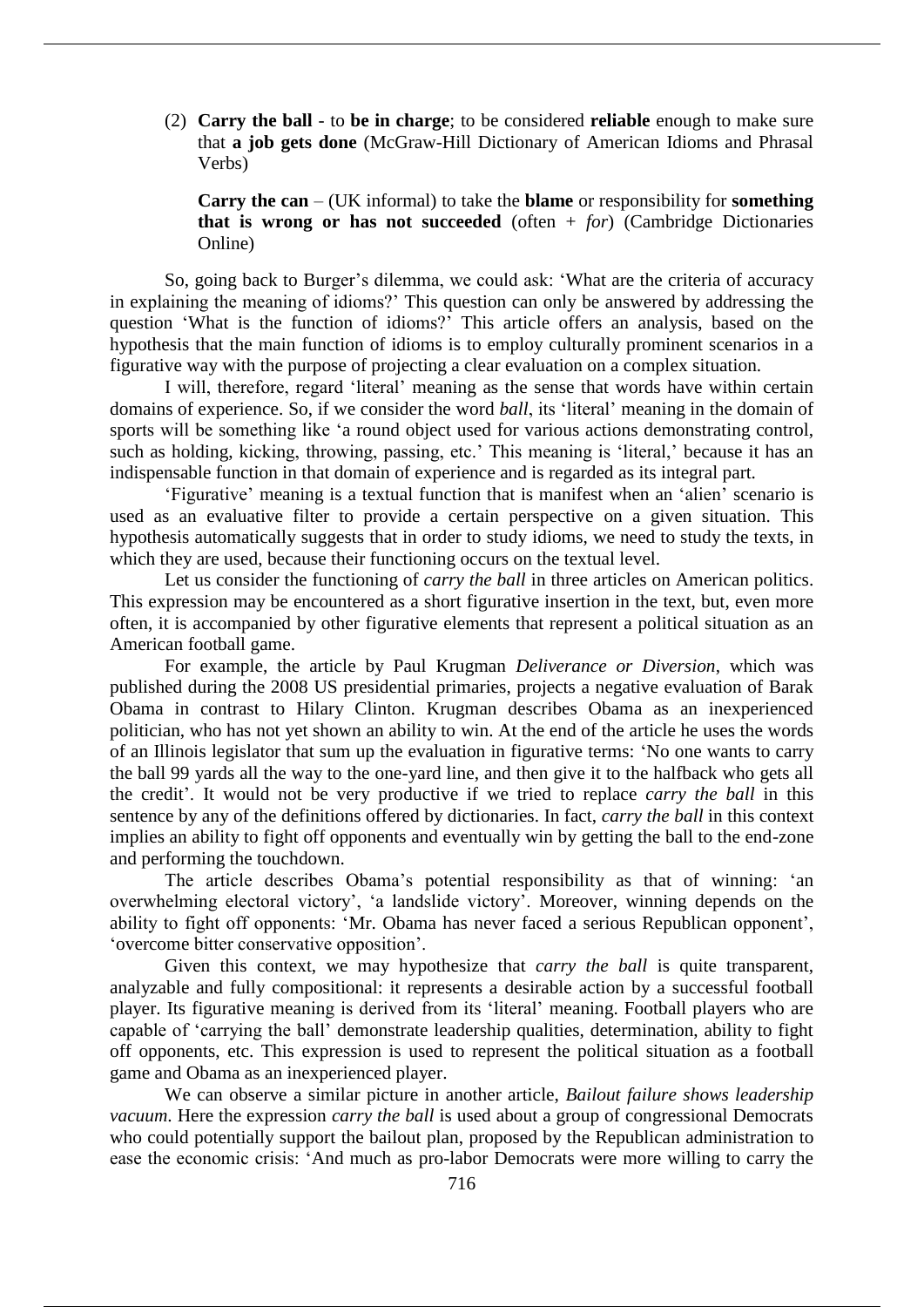(2) **Carry the ball** - to **be in charge**; to be considered **reliable** enough to make sure that **a job gets done** (McGraw-Hill Dictionary of American Idioms and Phrasal Verbs)

**Carry the can** – (UK informal) to take the **blame** or responsibility for **something that is wrong or has not succeeded** (often + *for*) (Cambridge Dictionaries Online)

So, going back to Burger's dilemma, we could ask: 'What are the criteria of accuracy in explaining the meaning of idioms?' This question can only be answered by addressing the question 'What is the function of idioms?' This article offers an analysis, based on the hypothesis that the main function of idioms is to employ culturally prominent scenarios in a figurative way with the purpose of projecting a clear evaluation on a complex situation.

I will, therefore, regard 'literal' meaning as the sense that words have within certain domains of experience. So, if we consider the word *ball*, its 'literal' meaning in the domain of sports will be something like 'a round object used for various actions demonstrating control, such as holding, kicking, throwing, passing, etc.' This meaning is 'literal,' because it has an indispensable function in that domain of experience and is regarded as its integral part.

'Figurative' meaning is a textual function that is manifest when an 'alien' scenario is used as an evaluative filter to provide a certain perspective on a given situation. This hypothesis automatically suggests that in order to study idioms, we need to study the texts, in which they are used, because their functioning occurs on the textual level.

Let us consider the functioning of *carry the ball* in three articles on American politics. This expression may be encountered as a short figurative insertion in the text, but, even more often, it is accompanied by other figurative elements that represent a political situation as an American football game.

For example, the article by Paul Krugman *Deliverance or Diversion*, which was published during the 2008 US presidential primaries, projects a negative evaluation of Barak Obama in contrast to Hilary Clinton. Krugman describes Obama as an inexperienced politician, who has not yet shown an ability to win. At the end of the article he uses the words of an Illinois legislator that sum up the evaluation in figurative terms: 'No one wants to carry the ball 99 yards all the way to the one-yard line, and then give it to the halfback who gets all the credit'. It would not be very productive if we tried to replace *carry the ball* in this sentence by any of the definitions offered by dictionaries. In fact, *carry the ball* in this context implies an ability to fight off opponents and eventually win by getting the ball to the end-zone and performing the touchdown.

The article describes Obama's potential responsibility as that of winning: 'an overwhelming electoral victory', 'a landslide victory'. Moreover, winning depends on the ability to fight off opponents: 'Mr. Obama has never faced a serious Republican opponent', 'overcome bitter conservative opposition'.

Given this context, we may hypothesize that *carry the ball* is quite transparent, analyzable and fully compositional: it represents a desirable action by a successful football player. Its figurative meaning is derived from its 'literal' meaning. Football players who are capable of 'carrying the ball' demonstrate leadership qualities, determination, ability to fight off opponents, etc. This expression is used to represent the political situation as a football game and Obama as an inexperienced player.

We can observe a similar picture in another article, *Bailout failure shows leadership vacuum*. Here the expression *carry the ball* is used about a group of congressional Democrats who could potentially support the bailout plan, proposed by the Republican administration to ease the economic crisis: 'And much as pro-labor Democrats were more willing to carry the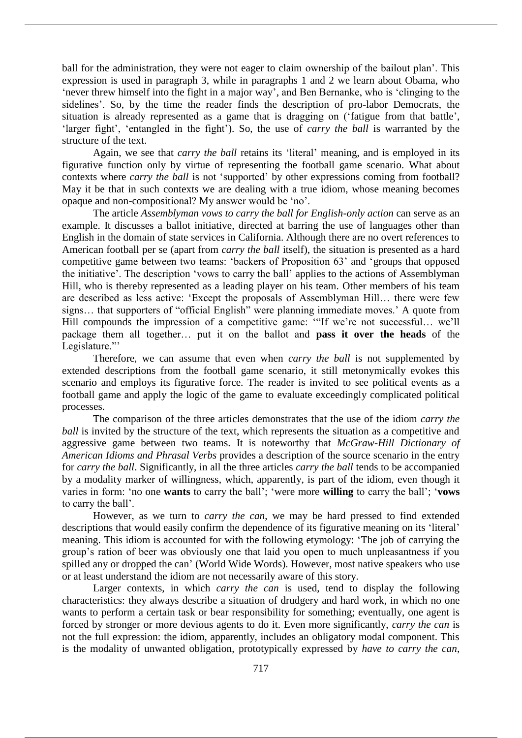ball for the administration, they were not eager to claim ownership of the bailout plan'. This expression is used in paragraph 3, while in paragraphs 1 and 2 we learn about Obama, who 'never threw himself into the fight in a major way', and Ben Bernanke, who is 'clinging to the sidelines'. So, by the time the reader finds the description of pro-labor Democrats, the situation is already represented as a game that is dragging on ('fatigue from that battle', 'larger fight', 'entangled in the fight'). So, the use of *carry the ball* is warranted by the structure of the text.

Again, we see that *carry the ball* retains its 'literal' meaning, and is employed in its figurative function only by virtue of representing the football game scenario. What about contexts where *carry the ball* is not 'supported' by other expressions coming from football? May it be that in such contexts we are dealing with a true idiom, whose meaning becomes opaque and non-compositional? My answer would be 'no'.

The article *Assemblyman vows to carry the ball for English-only action* can serve as an example. It discusses a ballot initiative, directed at barring the use of languages other than English in the domain of state services in California. Although there are no overt references to American football per se (apart from *carry the ball* itself), the situation is presented as a hard competitive game between two teams: 'backers of Proposition 63' and 'groups that opposed the initiative'. The description 'vows to carry the ball' applies to the actions of Assemblyman Hill, who is thereby represented as a leading player on his team. Other members of his team are described as less active: 'Except the proposals of Assemblyman Hill… there were few signs… that supporters of "official English" were planning immediate moves.' A quote from Hill compounds the impression of a competitive game: '"If we're not successful… we'll package them all together… put it on the ballot and **pass it over the heads** of the Legislature."'

Therefore, we can assume that even when *carry the ball* is not supplemented by extended descriptions from the football game scenario, it still metonymically evokes this scenario and employs its figurative force. The reader is invited to see political events as a football game and apply the logic of the game to evaluate exceedingly complicated political processes.

The comparison of the three articles demonstrates that the use of the idiom *carry the ball* is invited by the structure of the text, which represents the situation as a competitive and aggressive game between two teams. It is noteworthy that *McGraw-Hill Dictionary of American Idioms and Phrasal Verbs* provides a description of the source scenario in the entry for *carry the ball*. Significantly, in all the three articles *carry the ball* tends to be accompanied by a modality marker of willingness, which, apparently, is part of the idiom, even though it varies in form: 'no one **wants** to carry the ball'; 'were more **willing** to carry the ball'; '**vows** to carry the ball'.

However, as we turn to *carry the can*, we may be hard pressed to find extended descriptions that would easily confirm the dependence of its figurative meaning on its 'literal' meaning. This idiom is accounted for with the following etymology: 'The job of carrying the group's ration of beer was obviously one that laid you open to much unpleasantness if you spilled any or dropped the can' (World Wide Words). However, most native speakers who use or at least understand the idiom are not necessarily aware of this story.

Larger contexts, in which *carry the can* is used, tend to display the following characteristics: they always describe a situation of drudgery and hard work, in which no one wants to perform a certain task or bear responsibility for something; eventually, one agent is forced by stronger or more devious agents to do it. Even more significantly, *carry the can* is not the full expression: the idiom, apparently, includes an obligatory modal component. This is the modality of unwanted obligation, prototypically expressed by *have to carry the can*,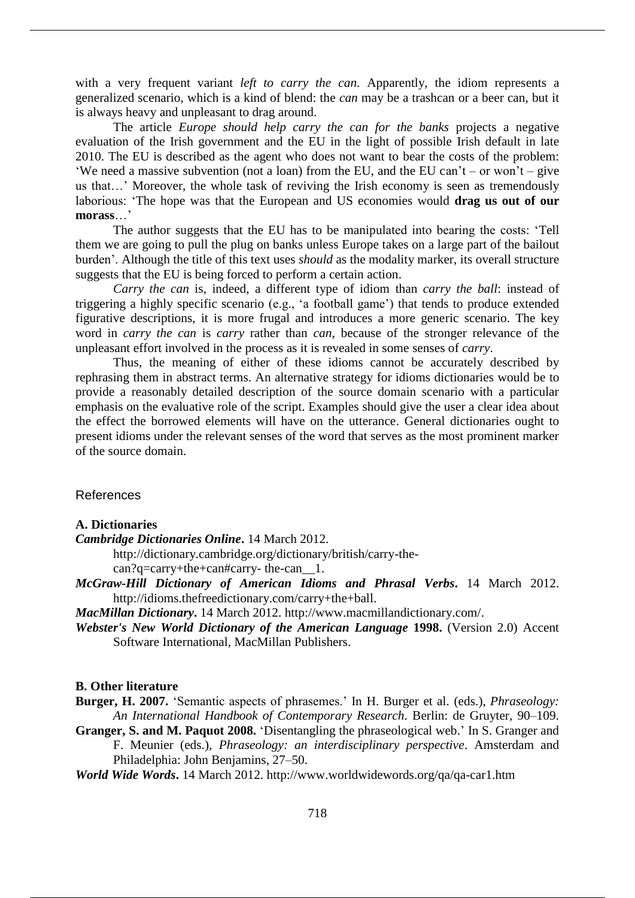with a very frequent variant *left to carry the can*. Apparently, the idiom represents a generalized scenario, which is a kind of blend: the *can* may be a trashcan or a beer can, but it is always heavy and unpleasant to drag around.

The article *Europe should help carry the can for the banks* projects a negative evaluation of the Irish government and the EU in the light of possible Irish default in late 2010. The EU is described as the agent who does not want to bear the costs of the problem: 'We need a massive subvention (not a loan) from the EU, and the EU can't – or won't – give us that…' Moreover, the whole task of reviving the Irish economy is seen as tremendously laborious: 'The hope was that the European and US economies would **drag us out of our morass**…'

The author suggests that the EU has to be manipulated into bearing the costs: 'Tell them we are going to pull the plug on banks unless Europe takes on a large part of the bailout burden'. Although the title of this text uses *should* as the modality marker, its overall structure suggests that the EU is being forced to perform a certain action.

*Carry the can* is, indeed, a different type of idiom than *carry the ball*: instead of triggering a highly specific scenario (e.g., 'a football game') that tends to produce extended figurative descriptions, it is more frugal and introduces a more generic scenario. The key word in *carry the can* is *carry* rather than *can*, because of the stronger relevance of the unpleasant effort involved in the process as it is revealed in some senses of *carry*.

Thus, the meaning of either of these idioms cannot be accurately described by rephrasing them in abstract terms. An alternative strategy for idioms dictionaries would be to provide a reasonably detailed description of the source domain scenario with a particular emphasis on the evaluative role of the script. Examples should give the user a clear idea about the effect the borrowed elements will have on the utterance. General dictionaries ought to present idioms under the relevant senses of the word that serves as the most prominent marker of the source domain.

## References

### A. Dictionaries

***Cambridge Dictionaries Online*.** 14 March 2012. http://dictionary.cambridge.org/dictionary/british/carry-the-can?q=carry+the+can#carry- the-can__1.

***McGraw-Hill Dictionary of American Idioms and Phrasal Verbs*.** 14 March 2012. http://idioms.thefreedictionary.com/carry+the+ball.

***MacMillan Dictionary*.** 14 March 2012. http://www.macmillandictionary.com/.

***Webster's New World Dictionary of the American Language* 1998.** (Version 2.0) Accent Software International, MacMillan Publishers.

### B. Other literature

**Burger, H. 2007.** 'Semantic aspects of phrasemes.' In H. Burger et al. (eds.), *Phraseology: An International Handbook of Contemporary Research*. Berlin: de Gruyter, 90–109.

**Granger, S. and M. Paquot 2008.** 'Disentangling the phraseological web.' In S. Granger and F. Meunier (eds.), *Phraseology: an interdisciplinary perspective*. Amsterdam and Philadelphia: John Benjamins, 27–50.

***World Wide Words*.** 14 March 2012. http://www.worldwidewords.org/qa/qa-car1.htm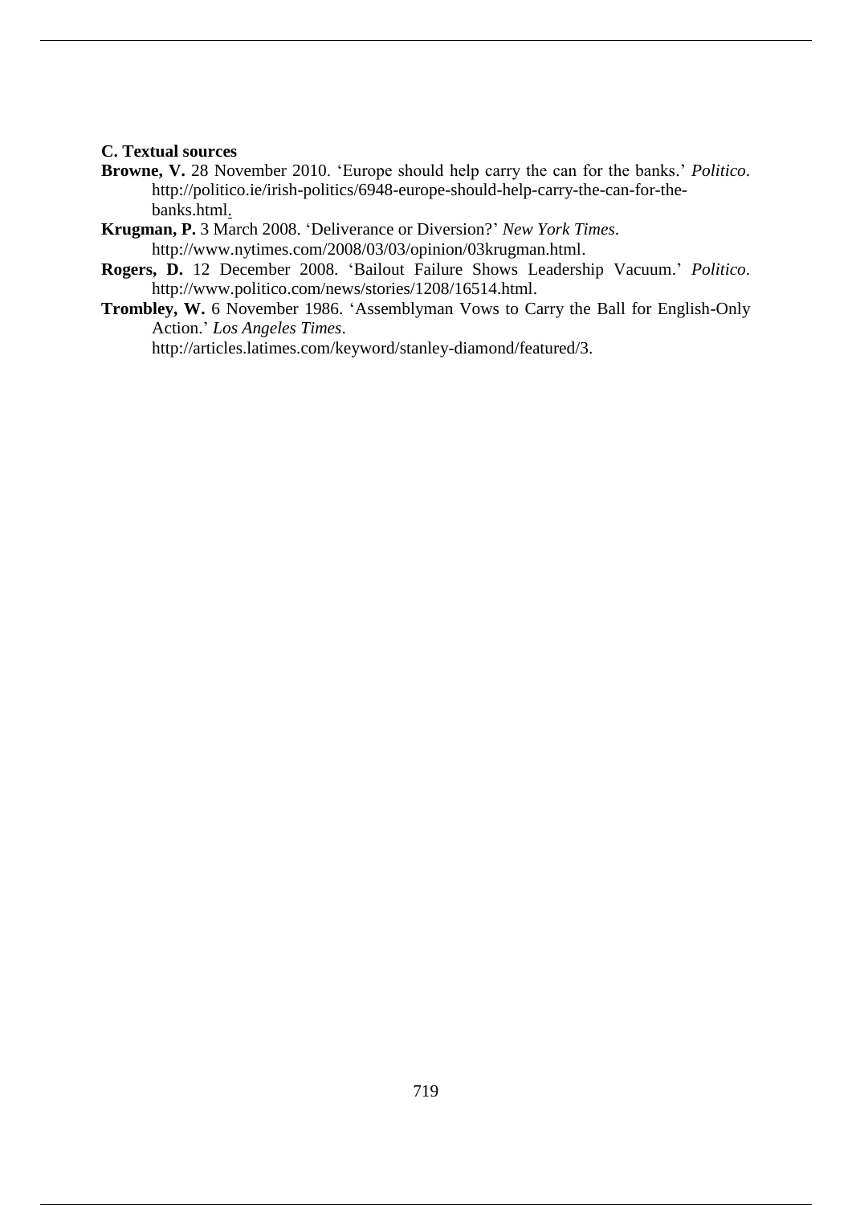**C. Textual sources**

**Browne, V.** 28 November 2010. 'Europe should help carry the can for the banks.' *Politico*. http://politico.ie/irish-politics/6948-europe-should-help-carry-the-can-for-the-banks.html.

**Krugman, P.** 3 March 2008. 'Deliverance or Diversion?' *New York Times*. http://www.nytimes.com/2008/03/03/opinion/03krugman.html.

**Rogers, D.** 12 December 2008. 'Bailout Failure Shows Leadership Vacuum.' *Politico*. http://www.politico.com/news/stories/1208/16514.html.

**Trombley, W.** 6 November 1986. 'Assemblyman Vows to Carry the Ball for English-Only Action.' *Los Angeles Times*. http://articles.latimes.com/keyword/stanley-diamond/featured/3.